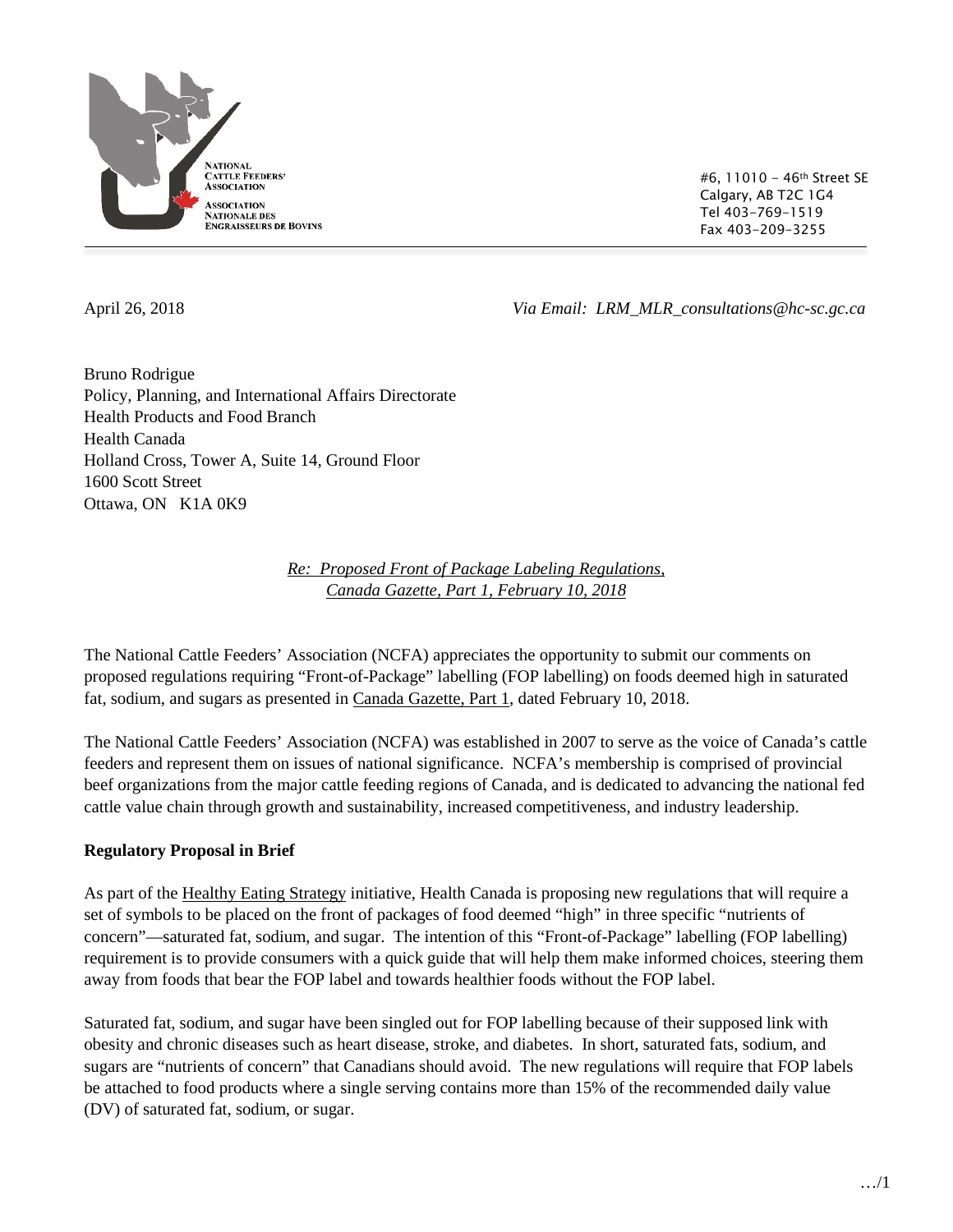NATIONAL CATTLE FEEDERS' ASSOCIATION
ASSOCIATION NATIONALE DES ENGRAISSEURS DE BOVINS

#6, 11010 – 46th Street SE
Calgary, AB T2C 1G4
Tel 403-769-1519
Fax 403-209-3255

April 26, 2018

*Via Email: LRM_MLR_consultations@hc-sc.gc.ca*

Bruno Rodrigue
Policy, Planning, and International Affairs Directorate
Health Products and Food Branch
Health Canada
Holland Cross, Tower A, Suite 14, Ground Floor
1600 Scott Street
Ottawa, ON K1A 0K9

*Re: Proposed Front of Package Labeling Regulations, Canada Gazette, Part 1, February 10, 2018*

The National Cattle Feeders' Association (NCFA) appreciates the opportunity to submit our comments on proposed regulations requiring "Front-of-Package" labelling (FOP labelling) on foods deemed high in saturated fat, sodium, and sugars as presented in Canada Gazette, Part 1, dated February 10, 2018.

The National Cattle Feeders' Association (NCFA) was established in 2007 to serve as the voice of Canada's cattle feeders and represent them on issues of national significance. NCFA's membership is comprised of provincial beef organizations from the major cattle feeding regions of Canada, and is dedicated to advancing the national fed cattle value chain through growth and sustainability, increased competitiveness, and industry leadership.

**Regulatory Proposal in Brief**

As part of the Healthy Eating Strategy initiative, Health Canada is proposing new regulations that will require a set of symbols to be placed on the front of packages of food deemed "high" in three specific "nutrients of concern"—saturated fat, sodium, and sugar. The intention of this "Front-of-Package" labelling (FOP labelling) requirement is to provide consumers with a quick guide that will help them make informed choices, steering them away from foods that bear the FOP label and towards healthier foods without the FOP label.

Saturated fat, sodium, and sugar have been singled out for FOP labelling because of their supposed link with obesity and chronic diseases such as heart disease, stroke, and diabetes. In short, saturated fats, sodium, and sugars are "nutrients of concern" that Canadians should avoid. The new regulations will require that FOP labels be attached to food products where a single serving contains more than 15% of the recommended daily value (DV) of saturated fat, sodium, or sugar.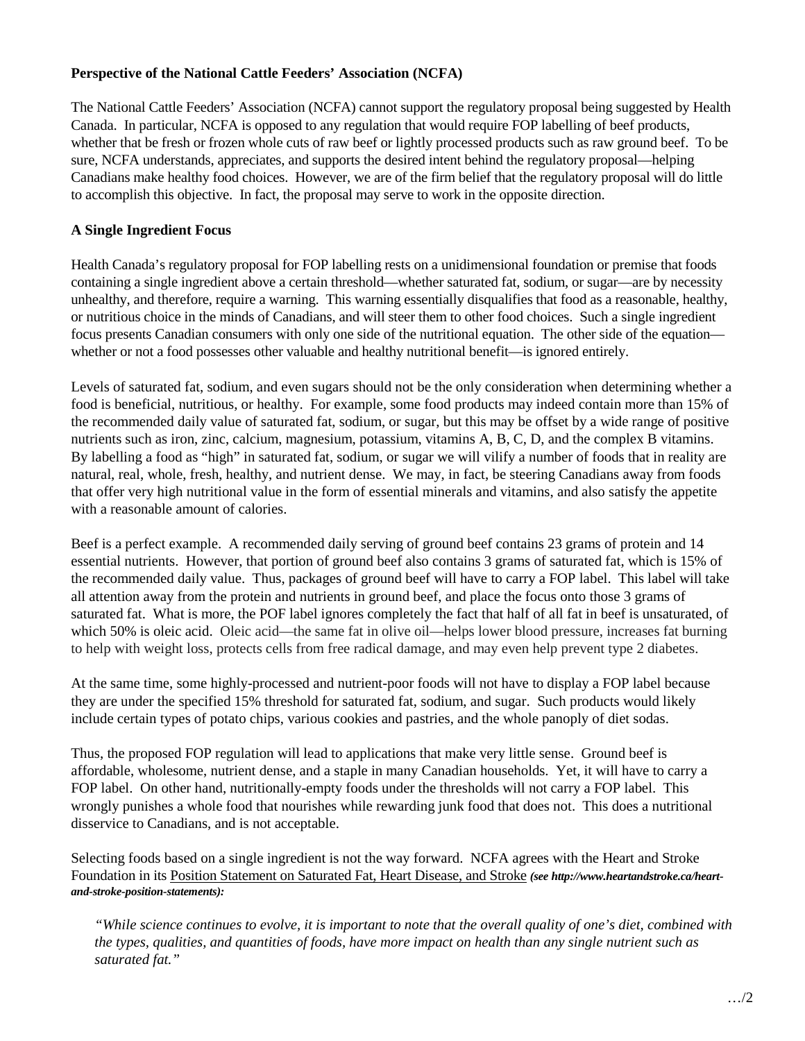**Perspective of the National Cattle Feeders' Association (NCFA)**

The National Cattle Feeders' Association (NCFA) cannot support the regulatory proposal being suggested by Health Canada. In particular, NCFA is opposed to any regulation that would require FOP labelling of beef products, whether that be fresh or frozen whole cuts of raw beef or lightly processed products such as raw ground beef. To be sure, NCFA understands, appreciates, and supports the desired intent behind the regulatory proposal—helping Canadians make healthy food choices. However, we are of the firm belief that the regulatory proposal will do little to accomplish this objective. In fact, the proposal may serve to work in the opposite direction.

**A Single Ingredient Focus**

Health Canada's regulatory proposal for FOP labelling rests on a unidimensional foundation or premise that foods containing a single ingredient above a certain threshold—whether saturated fat, sodium, or sugar—are by necessity unhealthy, and therefore, require a warning. This warning essentially disqualifies that food as a reasonable, healthy, or nutritious choice in the minds of Canadians, and will steer them to other food choices. Such a single ingredient focus presents Canadian consumers with only one side of the nutritional equation. The other side of the equation—whether or not a food possesses other valuable and healthy nutritional benefit—is ignored entirely.

Levels of saturated fat, sodium, and even sugars should not be the only consideration when determining whether a food is beneficial, nutritious, or healthy. For example, some food products may indeed contain more than 15% of the recommended daily value of saturated fat, sodium, or sugar, but this may be offset by a wide range of positive nutrients such as iron, zinc, calcium, magnesium, potassium, vitamins A, B, C, D, and the complex B vitamins. By labelling a food as "high" in saturated fat, sodium, or sugar we will vilify a number of foods that in reality are natural, real, whole, fresh, healthy, and nutrient dense. We may, in fact, be steering Canadians away from foods that offer very high nutritional value in the form of essential minerals and vitamins, and also satisfy the appetite with a reasonable amount of calories.

Beef is a perfect example. A recommended daily serving of ground beef contains 23 grams of protein and 14 essential nutrients. However, that portion of ground beef also contains 3 grams of saturated fat, which is 15% of the recommended daily value. Thus, packages of ground beef will have to carry a FOP label. This label will take all attention away from the protein and nutrients in ground beef, and place the focus onto those 3 grams of saturated fat. What is more, the POF label ignores completely the fact that half of all fat in beef is unsaturated, of which 50% is oleic acid. Oleic acid—the same fat in olive oil—helps lower blood pressure, increases fat burning to help with weight loss, protects cells from free radical damage, and may even help prevent type 2 diabetes.

At the same time, some highly-processed and nutrient-poor foods will not have to display a FOP label because they are under the specified 15% threshold for saturated fat, sodium, and sugar. Such products would likely include certain types of potato chips, various cookies and pastries, and the whole panoply of diet sodas.

Thus, the proposed FOP regulation will lead to applications that make very little sense. Ground beef is affordable, wholesome, nutrient dense, and a staple in many Canadian households. Yet, it will have to carry a FOP label. On other hand, nutritionally-empty foods under the thresholds will not carry a FOP label. This wrongly punishes a whole food that nourishes while rewarding junk food that does not. This does a nutritional disservice to Canadians, and is not acceptable.

Selecting foods based on a single ingredient is not the way forward. NCFA agrees with the Heart and Stroke Foundation in its Position Statement on Saturated Fat, Heart Disease, and Stroke ***(see http://www.heartandstroke.ca/heart-and-stroke-position-statements):***

> *"While science continues to evolve, it is important to note that the overall quality of one's diet, combined with the types, qualities, and quantities of foods, have more impact on health than any single nutrient such as saturated fat."*

…/2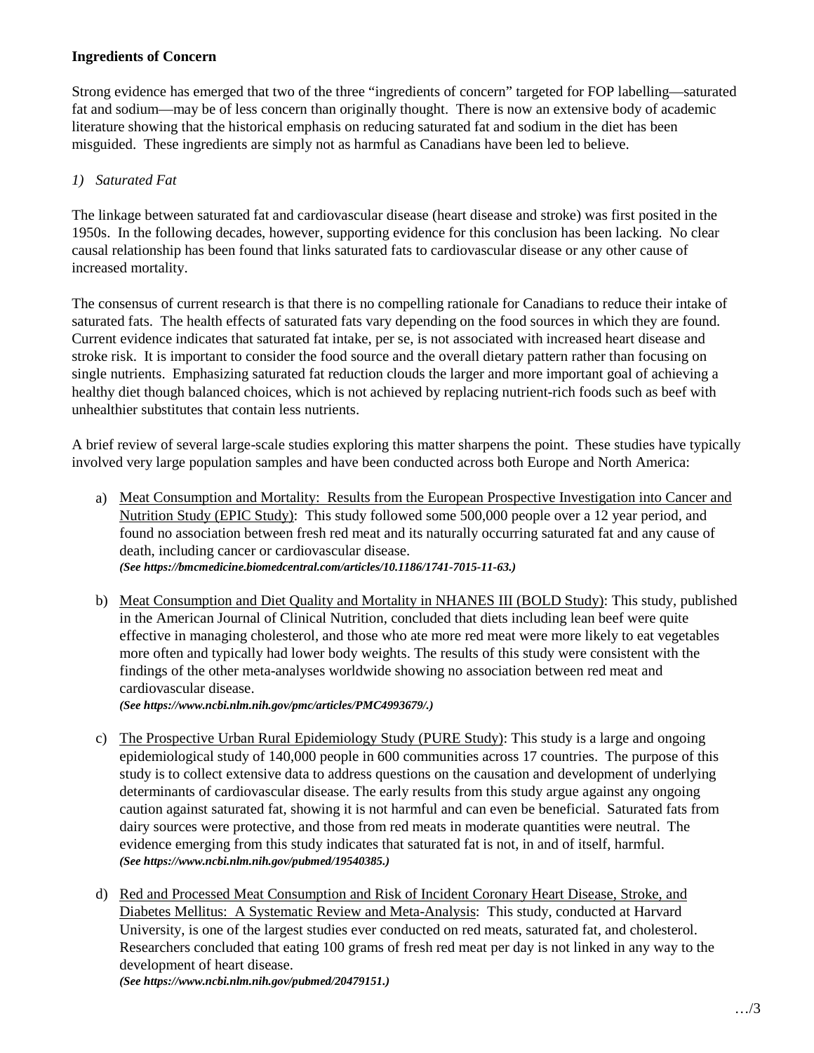**Ingredients of Concern**

Strong evidence has emerged that two of the three "ingredients of concern" targeted for FOP labelling—saturated fat and sodium—may be of less concern than originally thought. There is now an extensive body of academic literature showing that the historical emphasis on reducing saturated fat and sodium in the diet has been misguided. These ingredients are simply not as harmful as Canadians have been led to believe.

*1) Saturated Fat*

The linkage between saturated fat and cardiovascular disease (heart disease and stroke) was first posited in the 1950s. In the following decades, however, supporting evidence for this conclusion has been lacking. No clear causal relationship has been found that links saturated fats to cardiovascular disease or any other cause of increased mortality.

The consensus of current research is that there is no compelling rationale for Canadians to reduce their intake of saturated fats. The health effects of saturated fats vary depending on the food sources in which they are found. Current evidence indicates that saturated fat intake, per se, is not associated with increased heart disease and stroke risk. It is important to consider the food source and the overall dietary pattern rather than focusing on single nutrients. Emphasizing saturated fat reduction clouds the larger and more important goal of achieving a healthy diet though balanced choices, which is not achieved by replacing nutrient-rich foods such as beef with unhealthier substitutes that contain less nutrients.

A brief review of several large-scale studies exploring this matter sharpens the point. These studies have typically involved very large population samples and have been conducted across both Europe and North America:

a) <u>Meat Consumption and Mortality: Results from the European Prospective Investigation into Cancer and Nutrition Study (EPIC Study)</u>: This study followed some 500,000 people over a 12 year period, and found no association between fresh red meat and its naturally occurring saturated fat and any cause of death, including cancer or cardiovascular disease.
***(See https://bmcmedicine.biomedcentral.com/articles/10.1186/1741-7015-11-63.)***

b) <u>Meat Consumption and Diet Quality and Mortality in NHANES III (BOLD Study)</u>: This study, published in the American Journal of Clinical Nutrition, concluded that diets including lean beef were quite effective in managing cholesterol, and those who ate more red meat were more likely to eat vegetables more often and typically had lower body weights. The results of this study were consistent with the findings of the other meta-analyses worldwide showing no association between red meat and cardiovascular disease.
***(See https://www.ncbi.nlm.nih.gov/pmc/articles/PMC4993679/.)***

c) <u>The Prospective Urban Rural Epidemiology Study (PURE Study)</u>: This study is a large and ongoing epidemiological study of 140,000 people in 600 communities across 17 countries. The purpose of this study is to collect extensive data to address questions on the causation and development of underlying determinants of cardiovascular disease. The early results from this study argue against any ongoing caution against saturated fat, showing it is not harmful and can even be beneficial. Saturated fats from dairy sources were protective, and those from red meats in moderate quantities were neutral. The evidence emerging from this study indicates that saturated fat is not, in and of itself, harmful.
***(See https://www.ncbi.nlm.nih.gov/pubmed/19540385.)***

d) <u>Red and Processed Meat Consumption and Risk of Incident Coronary Heart Disease, Stroke, and Diabetes Mellitus: A Systematic Review and Meta-Analysis</u>: This study, conducted at Harvard University, is one of the largest studies ever conducted on red meats, saturated fat, and cholesterol. Researchers concluded that eating 100 grams of fresh red meat per day is not linked in any way to the development of heart disease.
***(See https://www.ncbi.nlm.nih.gov/pubmed/20479151.)***

…/3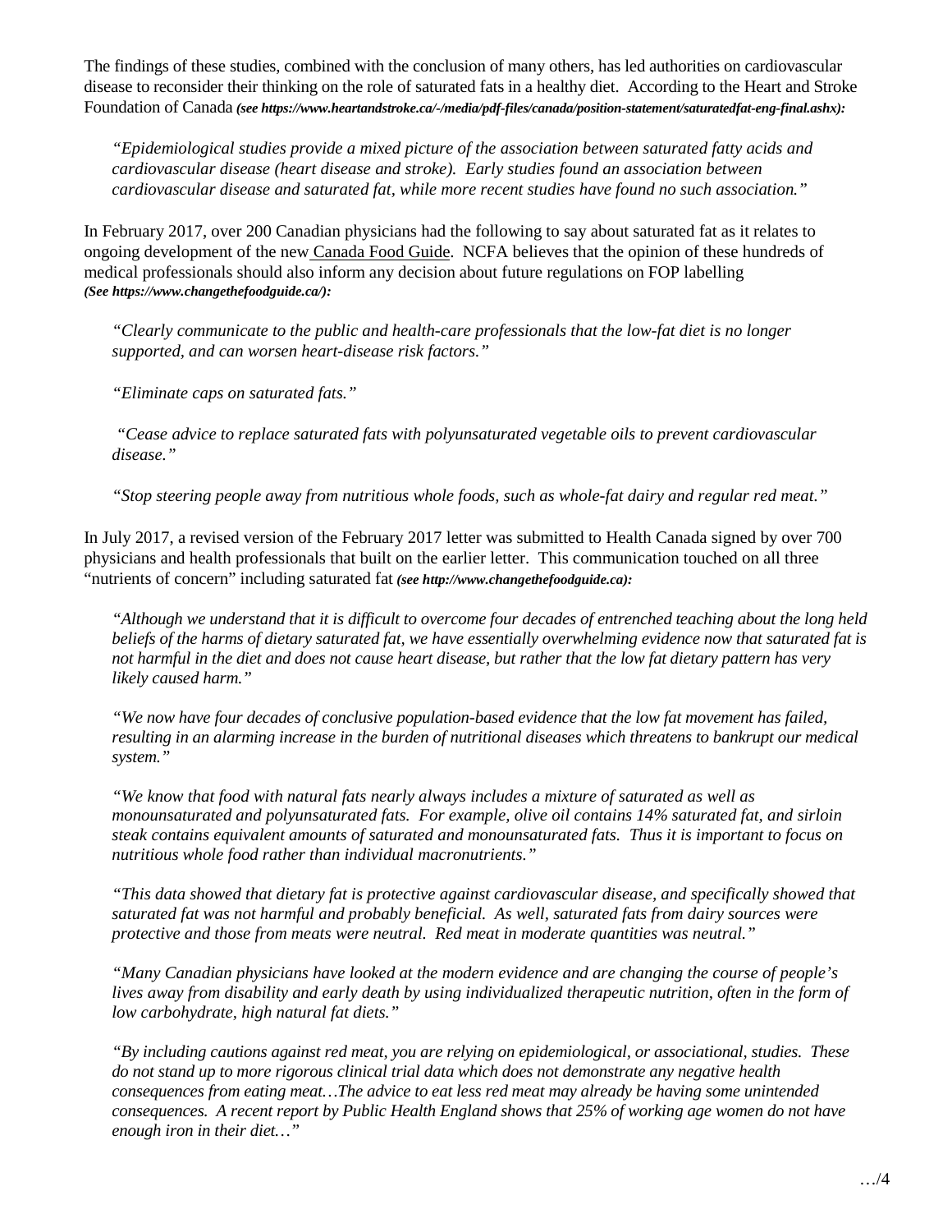The findings of these studies, combined with the conclusion of many others, has led authorities on cardiovascular disease to reconsider their thinking on the role of saturated fats in a healthy diet. According to the Heart and Stroke Foundation of Canada ***(see https://www.heartandstroke.ca/-/media/pdf-files/canada/position-statement/saturatedfat-eng-final.ashx):***

> *"Epidemiological studies provide a mixed picture of the association between saturated fatty acids and cardiovascular disease (heart disease and stroke). Early studies found an association between cardiovascular disease and saturated fat, while more recent studies have found no such association."*

In February 2017, over 200 Canadian physicians had the following to say about saturated fat as it relates to ongoing development of the new Canada Food Guide. NCFA believes that the opinion of these hundreds of medical professionals should also inform any decision about future regulations on FOP labelling ***(See https://www.changethefoodguide.ca/):***

> *"Clearly communicate to the public and health-care professionals that the low-fat diet is no longer supported, and can worsen heart-disease risk factors."*
>
> *"Eliminate caps on saturated fats."*
>
> *"Cease advice to replace saturated fats with polyunsaturated vegetable oils to prevent cardiovascular disease."*
>
> *"Stop steering people away from nutritious whole foods, such as whole-fat dairy and regular red meat."*

In July 2017, a revised version of the February 2017 letter was submitted to Health Canada signed by over 700 physicians and health professionals that built on the earlier letter. This communication touched on all three "nutrients of concern" including saturated fat ***(see http://www.changethefoodguide.ca):***

> *"Although we understand that it is difficult to overcome four decades of entrenched teaching about the long held beliefs of the harms of dietary saturated fat, we have essentially overwhelming evidence now that saturated fat is not harmful in the diet and does not cause heart disease, but rather that the low fat dietary pattern has very likely caused harm."*
>
> *"We now have four decades of conclusive population-based evidence that the low fat movement has failed, resulting in an alarming increase in the burden of nutritional diseases which threatens to bankrupt our medical system."*
>
> *"We know that food with natural fats nearly always includes a mixture of saturated as well as monounsaturated and polyunsaturated fats. For example, olive oil contains 14% saturated fat, and sirloin steak contains equivalent amounts of saturated and monounsaturated fats. Thus it is important to focus on nutritious whole food rather than individual macronutrients."*
>
> *"This data showed that dietary fat is protective against cardiovascular disease, and specifically showed that saturated fat was not harmful and probably beneficial. As well, saturated fats from dairy sources were protective and those from meats were neutral. Red meat in moderate quantities was neutral."*
>
> *"Many Canadian physicians have looked at the modern evidence and are changing the course of people's lives away from disability and early death by using individualized therapeutic nutrition, often in the form of low carbohydrate, high natural fat diets."*
>
> *"By including cautions against red meat, you are relying on epidemiological, or associational, studies. These do not stand up to more rigorous clinical trial data which does not demonstrate any negative health consequences from eating meat…The advice to eat less red meat may already be having some unintended consequences. A recent report by Public Health England shows that 25% of working age women do not have enough iron in their diet…"*

…/4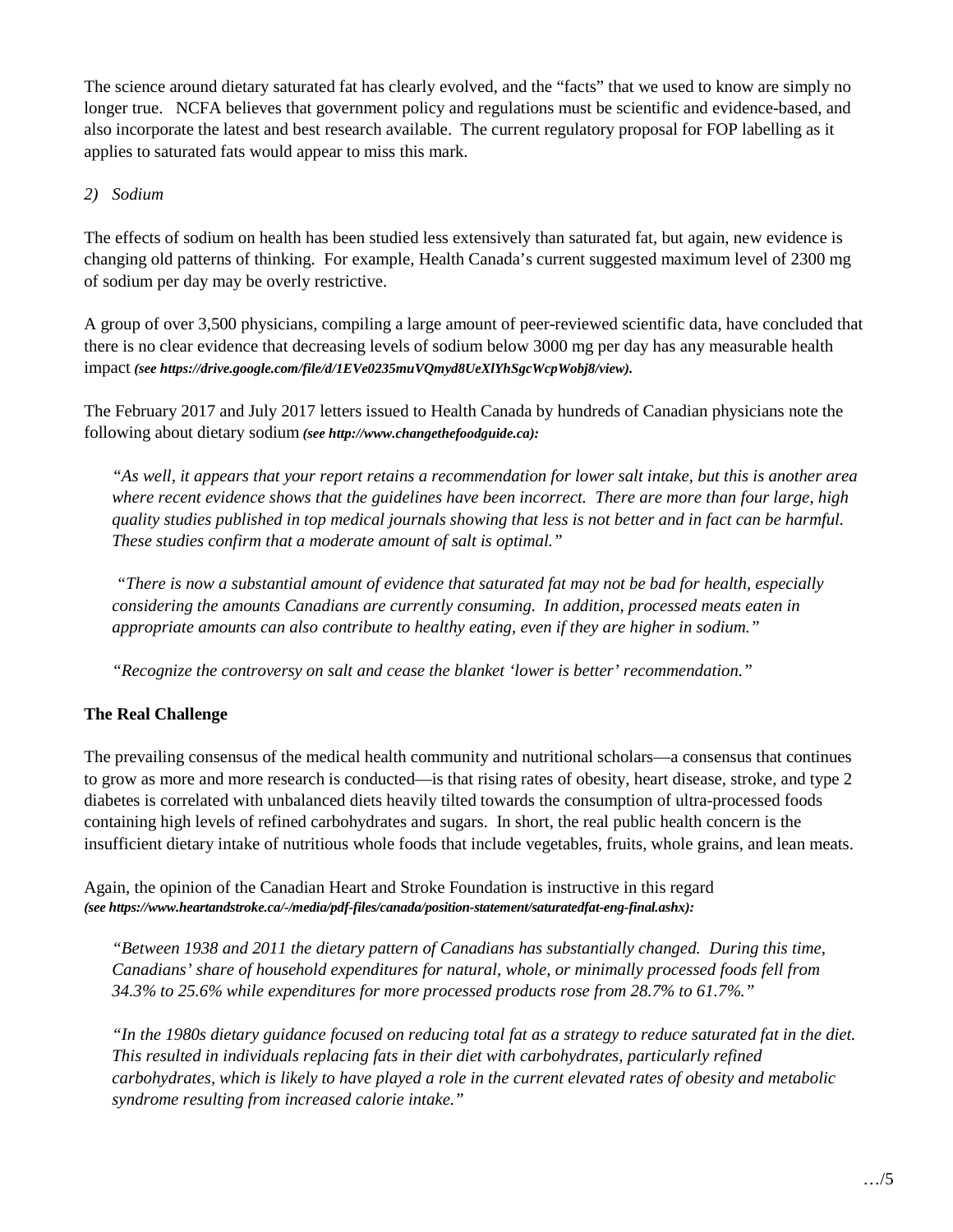The science around dietary saturated fat has clearly evolved, and the "facts" that we used to know are simply no longer true. NCFA believes that government policy and regulations must be scientific and evidence-based, and also incorporate the latest and best research available. The current regulatory proposal for FOP labelling as it applies to saturated fats would appear to miss this mark.

*2) Sodium*

The effects of sodium on health has been studied less extensively than saturated fat, but again, new evidence is changing old patterns of thinking. For example, Health Canada's current suggested maximum level of 2300 mg of sodium per day may be overly restrictive.

A group of over 3,500 physicians, compiling a large amount of peer-reviewed scientific data, have concluded that there is no clear evidence that decreasing levels of sodium below 3000 mg per day has any measurable health impact ***(see https://drive.google.com/file/d/1EVe0235muVQmyd8UeXlYhSgcWcpWobj8/view).***

The February 2017 and July 2017 letters issued to Health Canada by hundreds of Canadian physicians note the following about dietary sodium ***(see http://www.changethefoodguide.ca):***

> *"As well, it appears that your report retains a recommendation for lower salt intake, but this is another area where recent evidence shows that the guidelines have been incorrect. There are more than four large, high quality studies published in top medical journals showing that less is not better and in fact can be harmful. These studies confirm that a moderate amount of salt is optimal."*
>
> *"There is now a substantial amount of evidence that saturated fat may not be bad for health, especially considering the amounts Canadians are currently consuming. In addition, processed meats eaten in appropriate amounts can also contribute to healthy eating, even if they are higher in sodium."*
>
> *"Recognize the controversy on salt and cease the blanket 'lower is better' recommendation."*

**The Real Challenge**

The prevailing consensus of the medical health community and nutritional scholars—a consensus that continues to grow as more and more research is conducted—is that rising rates of obesity, heart disease, stroke, and type 2 diabetes is correlated with unbalanced diets heavily tilted towards the consumption of ultra-processed foods containing high levels of refined carbohydrates and sugars. In short, the real public health concern is the insufficient dietary intake of nutritious whole foods that include vegetables, fruits, whole grains, and lean meats.

Again, the opinion of the Canadian Heart and Stroke Foundation is instructive in this regard ***(see https://www.heartandstroke.ca/-/media/pdf-files/canada/position-statement/saturatedfat-eng-final.ashx):***

> *"Between 1938 and 2011 the dietary pattern of Canadians has substantially changed. During this time, Canadians' share of household expenditures for natural, whole, or minimally processed foods fell from 34.3% to 25.6% while expenditures for more processed products rose from 28.7% to 61.7%."*
>
> *"In the 1980s dietary guidance focused on reducing total fat as a strategy to reduce saturated fat in the diet. This resulted in individuals replacing fats in their diet with carbohydrates, particularly refined carbohydrates, which is likely to have played a role in the current elevated rates of obesity and metabolic syndrome resulting from increased calorie intake."*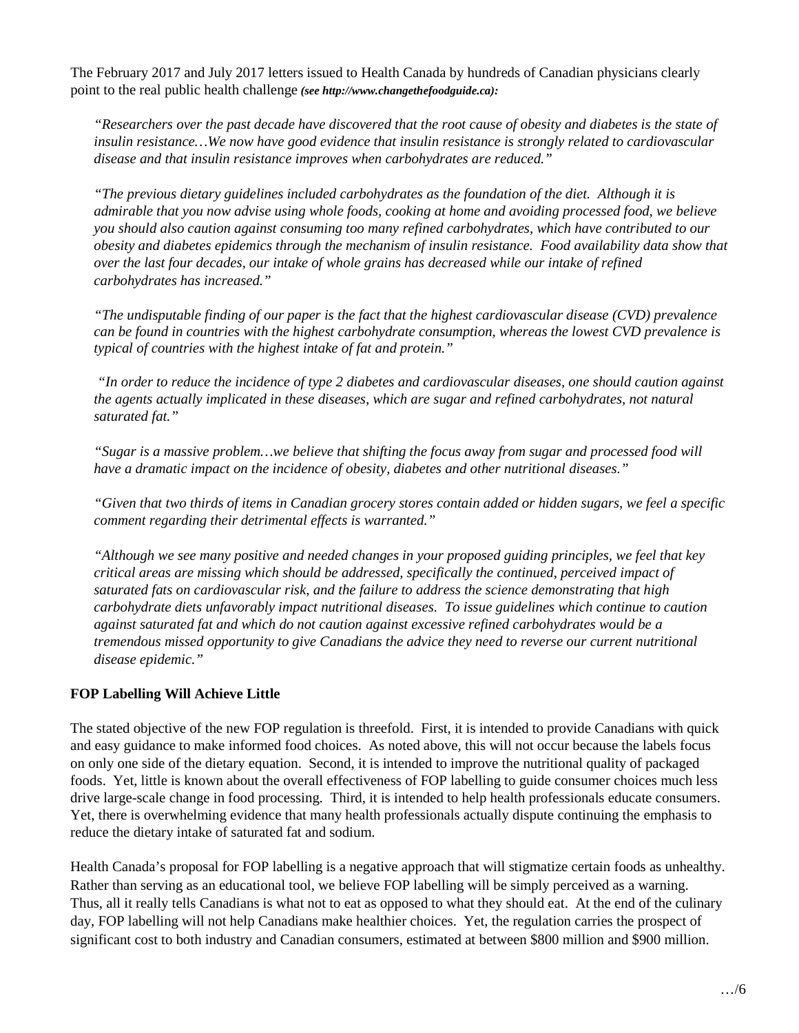The February 2017 and July 2017 letters issued to Health Canada by hundreds of Canadian physicians clearly point to the real public health challenge ***(see http://www.changethefoodguide.ca):***

> *"Researchers over the past decade have discovered that the root cause of obesity and diabetes is the state of insulin resistance…We now have good evidence that insulin resistance is strongly related to cardiovascular disease and that insulin resistance improves when carbohydrates are reduced."*
>
> *"The previous dietary guidelines included carbohydrates as the foundation of the diet. Although it is admirable that you now advise using whole foods, cooking at home and avoiding processed food, we believe you should also caution against consuming too many refined carbohydrates, which have contributed to our obesity and diabetes epidemics through the mechanism of insulin resistance. Food availability data show that over the last four decades, our intake of whole grains has decreased while our intake of refined carbohydrates has increased."*
>
> *"The undisputable finding of our paper is the fact that the highest cardiovascular disease (CVD) prevalence can be found in countries with the highest carbohydrate consumption, whereas the lowest CVD prevalence is typical of countries with the highest intake of fat and protein."*
>
> *"In order to reduce the incidence of type 2 diabetes and cardiovascular diseases, one should caution against the agents actually implicated in these diseases, which are sugar and refined carbohydrates, not natural saturated fat."*
>
> *"Sugar is a massive problem…we believe that shifting the focus away from sugar and processed food will have a dramatic impact on the incidence of obesity, diabetes and other nutritional diseases."*
>
> *"Given that two thirds of items in Canadian grocery stores contain added or hidden sugars, we feel a specific comment regarding their detrimental effects is warranted."*
>
> *"Although we see many positive and needed changes in your proposed guiding principles, we feel that key critical areas are missing which should be addressed, specifically the continued, perceived impact of saturated fats on cardiovascular risk, and the failure to address the science demonstrating that high carbohydrate diets unfavorably impact nutritional diseases. To issue guidelines which continue to caution against saturated fat and which do not caution against excessive refined carbohydrates would be a tremendous missed opportunity to give Canadians the advice they need to reverse our current nutritional disease epidemic."*

**FOP Labelling Will Achieve Little**

The stated objective of the new FOP regulation is threefold. First, it is intended to provide Canadians with quick and easy guidance to make informed food choices. As noted above, this will not occur because the labels focus on only one side of the dietary equation. Second, it is intended to improve the nutritional quality of packaged foods. Yet, little is known about the overall effectiveness of FOP labelling to guide consumer choices much less drive large-scale change in food processing. Third, it is intended to help health professionals educate consumers. Yet, there is overwhelming evidence that many health professionals actually dispute continuing the emphasis to reduce the dietary intake of saturated fat and sodium.

Health Canada's proposal for FOP labelling is a negative approach that will stigmatize certain foods as unhealthy. Rather than serving as an educational tool, we believe FOP labelling will be simply perceived as a warning. Thus, all it really tells Canadians is what not to eat as opposed to what they should eat. At the end of the culinary day, FOP labelling will not help Canadians make healthier choices. Yet, the regulation carries the prospect of significant cost to both industry and Canadian consumers, estimated at between $800 million and $900 million.

…/6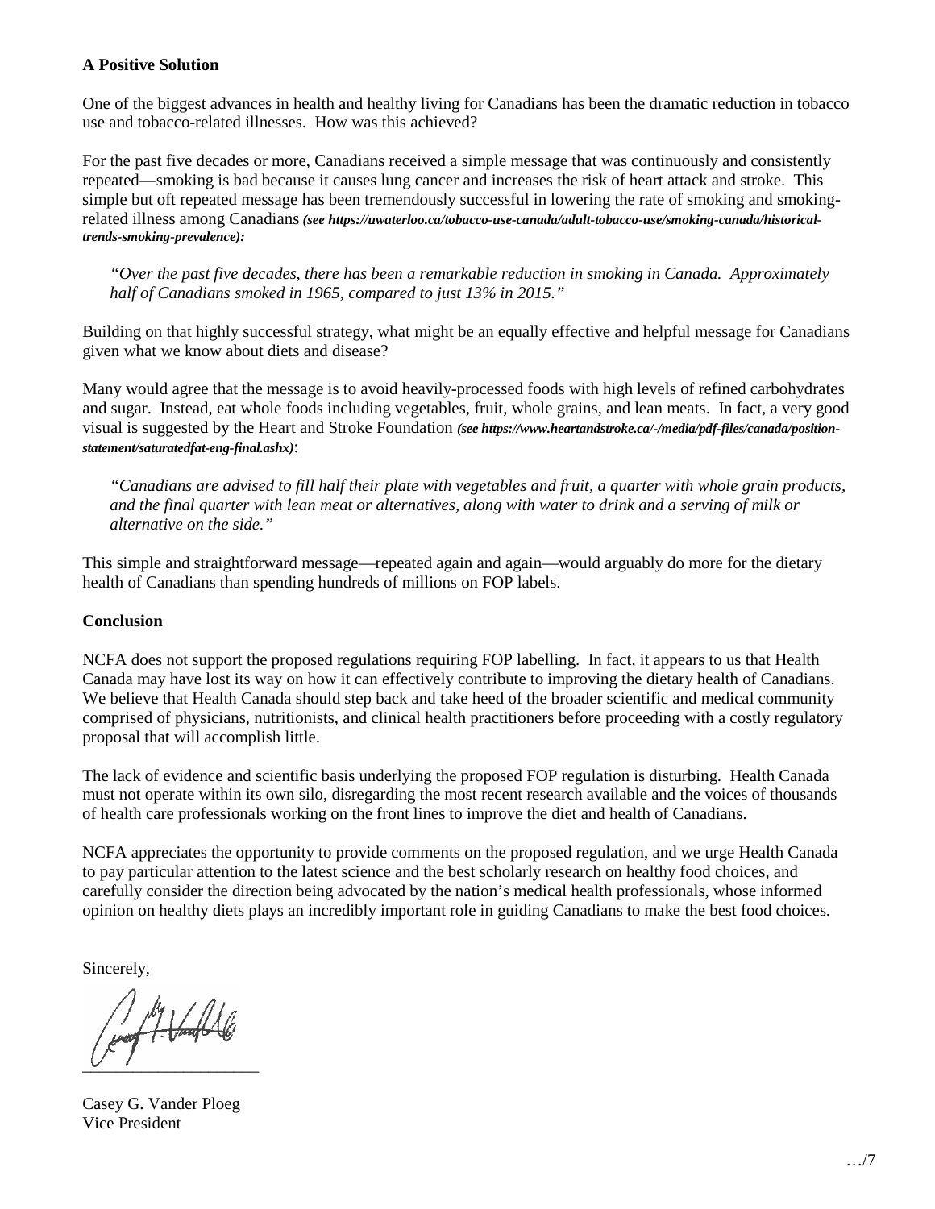**A Positive Solution**

One of the biggest advances in health and healthy living for Canadians has been the dramatic reduction in tobacco use and tobacco-related illnesses. How was this achieved?

For the past five decades or more, Canadians received a simple message that was continuously and consistently repeated—smoking is bad because it causes lung cancer and increases the risk of heart attack and stroke. This simple but oft repeated message has been tremendously successful in lowering the rate of smoking and smoking-related illness among Canadians ***(see https://uwaterloo.ca/tobacco-use-canada/adult-tobacco-use/smoking-canada/historical-trends-smoking-prevalence):***

> *"Over the past five decades, there has been a remarkable reduction in smoking in Canada. Approximately half of Canadians smoked in 1965, compared to just 13% in 2015."*

Building on that highly successful strategy, what might be an equally effective and helpful message for Canadians given what we know about diets and disease?

Many would agree that the message is to avoid heavily-processed foods with high levels of refined carbohydrates and sugar. Instead, eat whole foods including vegetables, fruit, whole grains, and lean meats. In fact, a very good visual is suggested by the Heart and Stroke Foundation ***(see https://www.heartandstroke.ca/-/media/pdf-files/canada/position-statement/saturatedfat-eng-final.ashx)***:

> *"Canadians are advised to fill half their plate with vegetables and fruit, a quarter with whole grain products, and the final quarter with lean meat or alternatives, along with water to drink and a serving of milk or alternative on the side."*

This simple and straightforward message—repeated again and again—would arguably do more for the dietary health of Canadians than spending hundreds of millions on FOP labels.

**Conclusion**

NCFA does not support the proposed regulations requiring FOP labelling. In fact, it appears to us that Health Canada may have lost its way on how it can effectively contribute to improving the dietary health of Canadians. We believe that Health Canada should step back and take heed of the broader scientific and medical community comprised of physicians, nutritionists, and clinical health practitioners before proceeding with a costly regulatory proposal that will accomplish little.

The lack of evidence and scientific basis underlying the proposed FOP regulation is disturbing. Health Canada must not operate within its own silo, disregarding the most recent research available and the voices of thousands of health care professionals working on the front lines to improve the diet and health of Canadians.

NCFA appreciates the opportunity to provide comments on the proposed regulation, and we urge Health Canada to pay particular attention to the latest science and the best scholarly research on healthy food choices, and carefully consider the direction being advocated by the nation's medical health professionals, whose informed opinion on healthy diets plays an incredibly important role in guiding Canadians to make the best food choices.

Sincerely,

Casey G. Vander Ploeg
Vice President